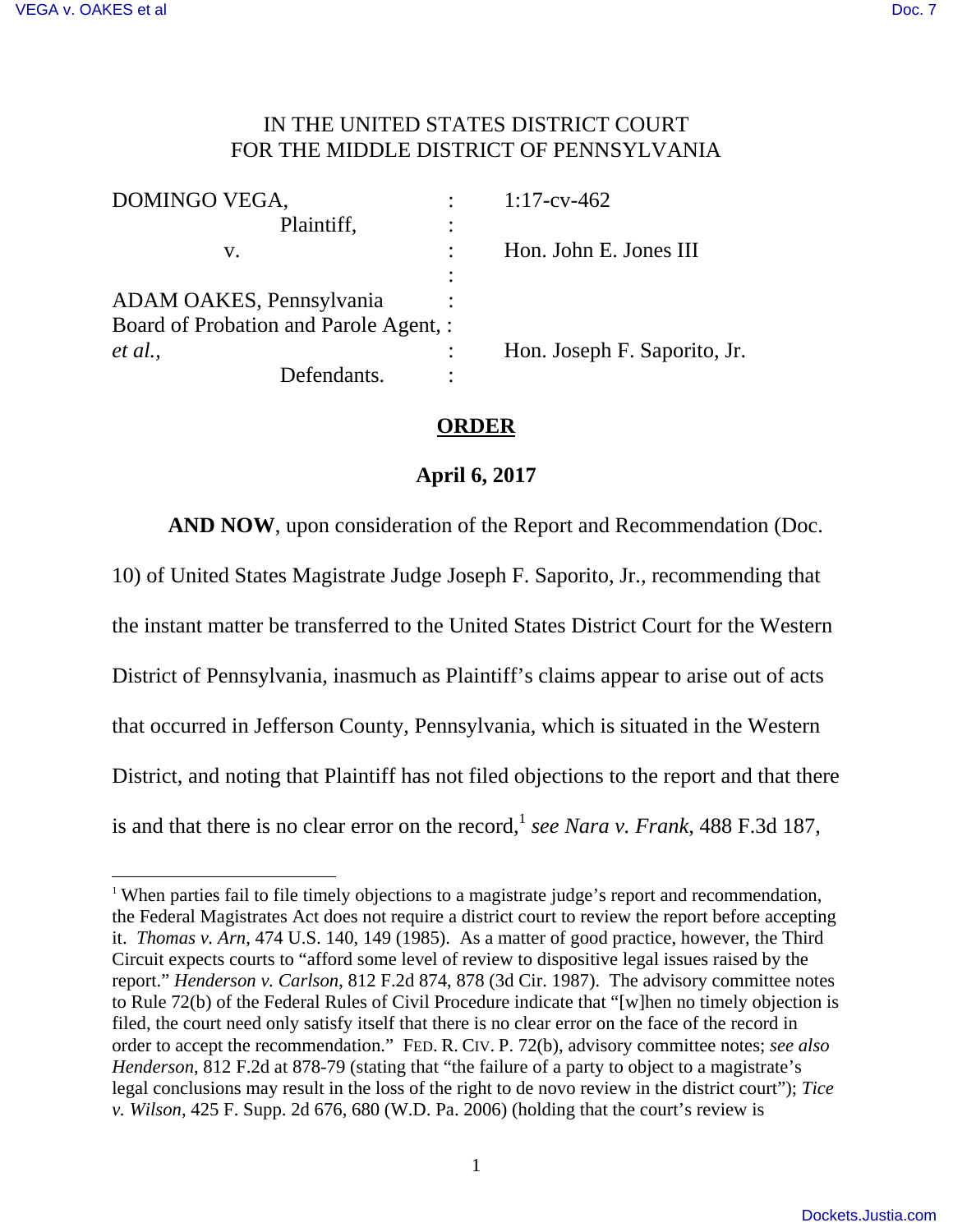IN THE UNITED STATES DISTRICT COURT
FOR THE MIDDLE DISTRICT OF PENNSYLVANIA

| | | |
|---|---|---|
| DOMINGO VEGA, | : | 1:17-cv-462 |
| Plaintiff, | : | |
| v. | : | Hon. John E. Jones III |
| | : | |
| ADAM OAKES, Pennsylvania | : | |
| Board of Probation and Parole Agent, | : | |
| *et al.,* | : | Hon. Joseph F. Saporito, Jr. |
| Defendants. | : | |

## ORDER

**April 6, 2017**

**AND NOW**, upon consideration of the Report and Recommendation (Doc. 10) of United States Magistrate Judge Joseph F. Saporito, Jr., recommending that the instant matter be transferred to the United States District Court for the Western District of Pennsylvania, inasmuch as Plaintiff's claims appear to arise out of acts that occurred in Jefferson County, Pennsylvania, which is situated in the Western District, and noting that Plaintiff has not filed objections to the report and that there is and that there is no clear error on the record,[1] *see Nara v. Frank*, 488 F.3d 187,

---

[1] When parties fail to file timely objections to a magistrate judge's report and recommendation, the Federal Magistrates Act does not require a district court to review the report before accepting it. *Thomas v. Arn*, 474 U.S. 140, 149 (1985). As a matter of good practice, however, the Third Circuit expects courts to "afford some level of review to dispositive legal issues raised by the report." *Henderson v. Carlson*, 812 F.2d 874, 878 (3d Cir. 1987). The advisory committee notes to Rule 72(b) of the Federal Rules of Civil Procedure indicate that "[w]hen no timely objection is filed, the court need only satisfy itself that there is no clear error on the face of the record in order to accept the recommendation." FED. R. CIV. P. 72(b), advisory committee notes; *see also Henderson*, 812 F.2d at 878-79 (stating that "the failure of a party to object to a magistrate's legal conclusions may result in the loss of the right to de novo review in the district court"); *Tice v. Wilson*, 425 F. Supp. 2d 676, 680 (W.D. Pa. 2006) (holding that the court's review is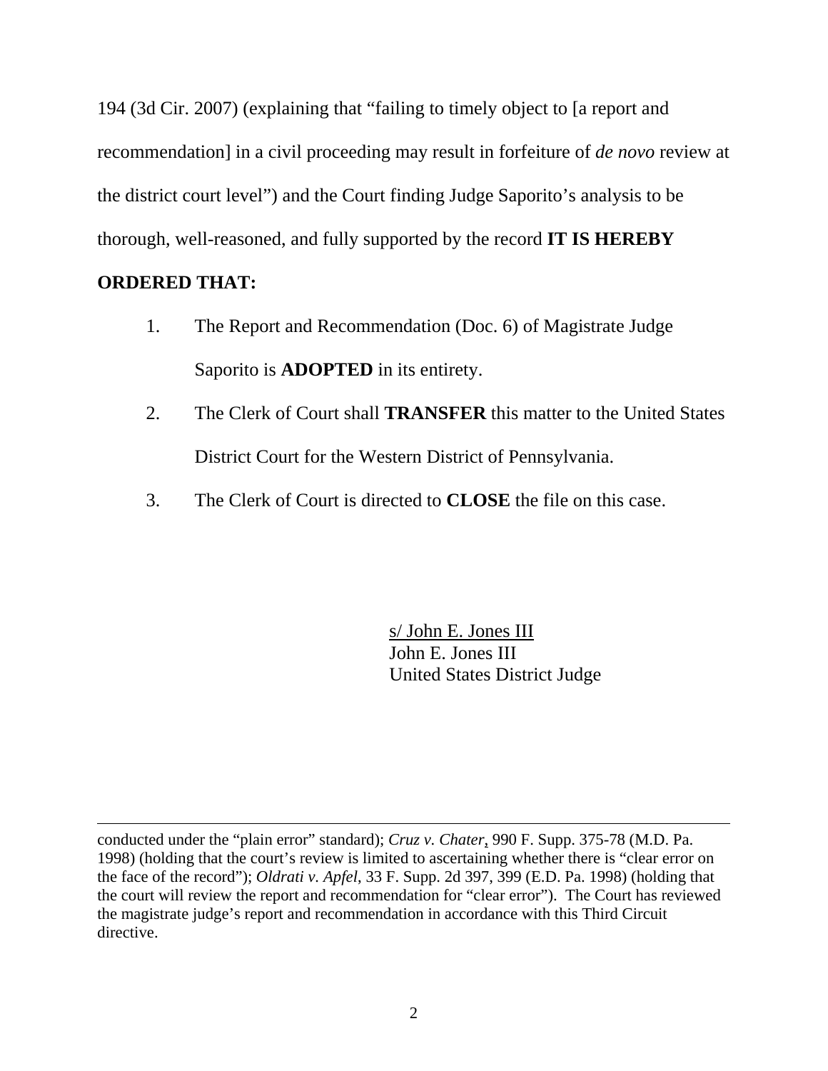194 (3d Cir. 2007) (explaining that "failing to timely object to [a report and recommendation] in a civil proceeding may result in forfeiture of *de novo* review at the district court level") and the Court finding Judge Saporito's analysis to be thorough, well-reasoned, and fully supported by the record **IT IS HEREBY ORDERED THAT:**

1. The Report and Recommendation (Doc. 6) of Magistrate Judge Saporito is **ADOPTED** in its entirety.
2. The Clerk of Court shall **TRANSFER** this matter to the United States District Court for the Western District of Pennsylvania.
3. The Clerk of Court is directed to **CLOSE** the file on this case.

s/ John E. Jones III
John E. Jones III
United States District Judge

---

conducted under the "plain error" standard); *Cruz v. Chater*, 990 F. Supp. 375-78 (M.D. Pa. 1998) (holding that the court's review is limited to ascertaining whether there is "clear error on the face of the record"); *Oldrati v. Apfel*, 33 F. Supp. 2d 397, 399 (E.D. Pa. 1998) (holding that the court will review the report and recommendation for "clear error"). The Court has reviewed the magistrate judge's report and recommendation in accordance with this Third Circuit directive.